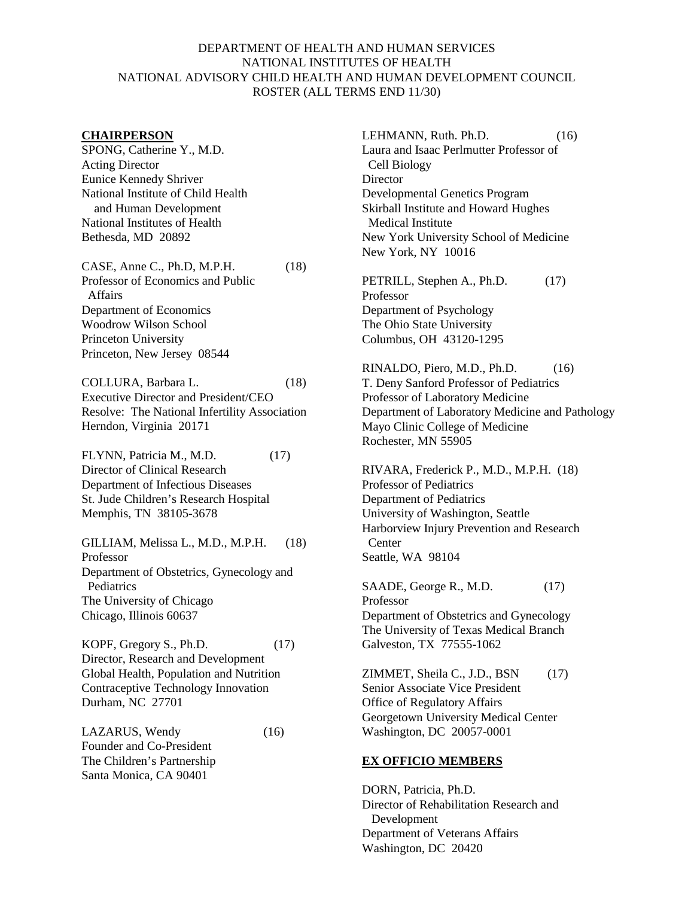DEPARTMENT OF HEALTH AND HUMAN SERVICES
NATIONAL INSTITUTES OF HEALTH
NATIONAL ADVISORY CHILD HEALTH AND HUMAN DEVELOPMENT COUNCIL
ROSTER (ALL TERMS END 11/30)

**CHAIRPERSON**

SPONG, Catherine Y., M.D.
Acting Director
Eunice Kennedy Shriver
National Institute of Child Health and Human Development
National Institutes of Health
Bethesda, MD 20892

CASE, Anne C., Ph.D, M.P.H. (18)
Professor of Economics and Public Affairs
Department of Economics
Woodrow Wilson School
Princeton University
Princeton, New Jersey 08544

COLLURA, Barbara L. (18)
Executive Director and President/CEO
Resolve: The National Infertility Association
Herndon, Virginia 20171

FLYNN, Patricia M., M.D. (17)
Director of Clinical Research
Department of Infectious Diseases
St. Jude Children's Research Hospital
Memphis, TN 38105-3678

GILLIAM, Melissa L., M.D., M.P.H. (18)
Professor
Department of Obstetrics, Gynecology and Pediatrics
The University of Chicago
Chicago, Illinois 60637

KOPF, Gregory S., Ph.D. (17)
Director, Research and Development
Global Health, Population and Nutrition
Contraceptive Technology Innovation
Durham, NC 27701

LAZARUS, Wendy (16)
Founder and Co-President
The Children's Partnership
Santa Monica, CA 90401

LEHMANN, Ruth. Ph.D. (16)
Laura and Isaac Perlmutter Professor of Cell Biology
Director
Developmental Genetics Program
Skirball Institute and Howard Hughes Medical Institute
New York University School of Medicine
New York, NY 10016

PETRILL, Stephen A., Ph.D. (17)
Professor
Department of Psychology
The Ohio State University
Columbus, OH 43120-1295

RINALDO, Piero, M.D., Ph.D. (16)
T. Deny Sanford Professor of Pediatrics
Professor of Laboratory Medicine
Department of Laboratory Medicine and Pathology
Mayo Clinic College of Medicine
Rochester, MN 55905

RIVARA, Frederick P., M.D., M.P.H. (18)
Professor of Pediatrics
Department of Pediatrics
University of Washington, Seattle
Harborview Injury Prevention and Research Center
Seattle, WA 98104

SAADE, George R., M.D. (17)
Professor
Department of Obstetrics and Gynecology
The University of Texas Medical Branch
Galveston, TX 77555-1062

ZIMMET, Sheila C., J.D., BSN (17)
Senior Associate Vice President
Office of Regulatory Affairs
Georgetown University Medical Center
Washington, DC 20057-0001

**EX OFFICIO MEMBERS**

DORN, Patricia, Ph.D.
Director of Rehabilitation Research and Development
Department of Veterans Affairs
Washington, DC 20420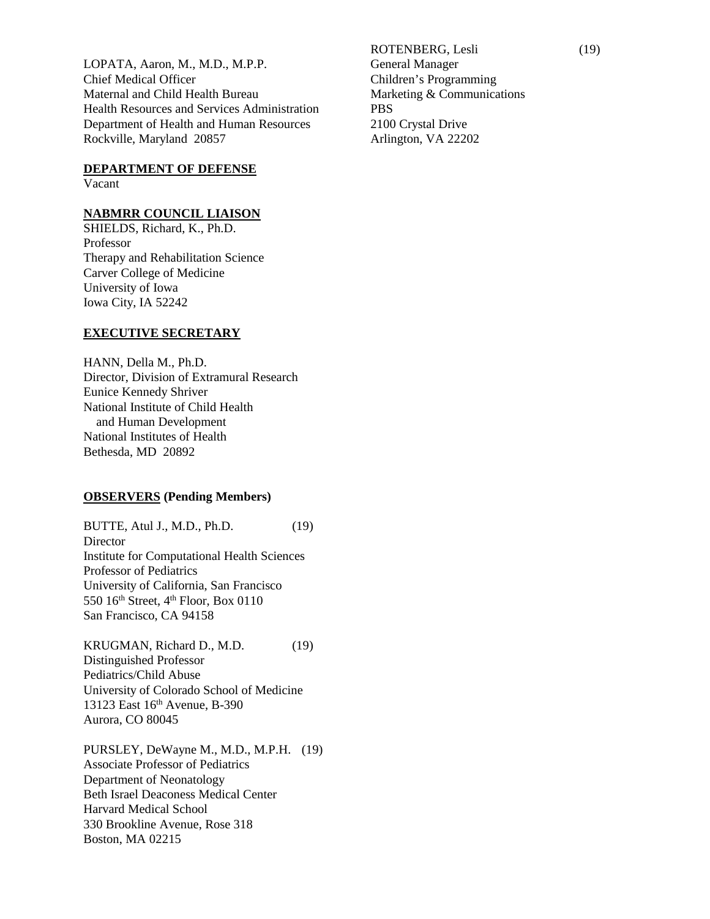LOPATA, Aaron, M., M.D., M.P.P.
Chief Medical Officer
Maternal and Child Health Bureau
Health Resources and Services Administration
Department of Health and Human Resources
Rockville, Maryland 20857

**DEPARTMENT OF DEFENSE**
Vacant

**NABMRR COUNCIL LIAISON**
SHIELDS, Richard, K., Ph.D.
Professor
Therapy and Rehabilitation Science
Carver College of Medicine
University of Iowa
Iowa City, IA 52242

**EXECUTIVE SECRETARY**

HANN, Della M., Ph.D.
Director, Division of Extramural Research
Eunice Kennedy Shriver
National Institute of Child Health
and Human Development
National Institutes of Health
Bethesda, MD 20892

**OBSERVERS (Pending Members)**

BUTTE, Atul J., M.D., Ph.D. (19)
Director
Institute for Computational Health Sciences
Professor of Pediatrics
University of California, San Francisco
550 16th Street, 4th Floor, Box 0110
San Francisco, CA 94158

KRUGMAN, Richard D., M.D. (19)
Distinguished Professor
Pediatrics/Child Abuse
University of Colorado School of Medicine
13123 East 16th Avenue, B-390
Aurora, CO 80045

PURSLEY, DeWayne M., M.D., M.P.H. (19)
Associate Professor of Pediatrics
Department of Neonatology
Beth Israel Deaconess Medical Center
Harvard Medical School
330 Brookline Avenue, Rose 318
Boston, MA 02215

ROTENBERG, Lesli (19)
General Manager
Children's Programming
Marketing & Communications
PBS
2100 Crystal Drive
Arlington, VA 22202